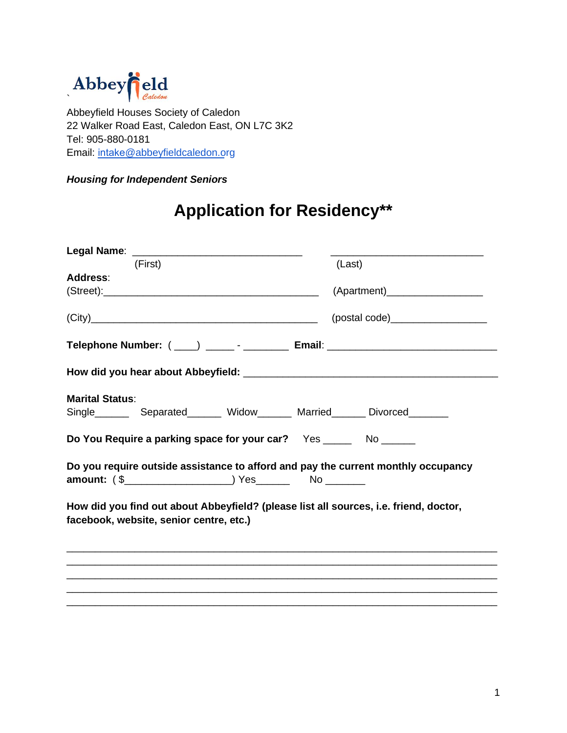Abbeyfield Caledon

Abbeyfield Houses Society of Caledon
22 Walker Road East, Caledon East, ON L7C 3K2
Tel: 905-880-0181
Email: intake@abbeyfieldcaledon.org

***Housing for Independent Seniors***

# Application for Residency**

**Legal Name**: ______________________________ ___________________________
(First) (Last)

**Address**:
(Street):_______________________________________ (Apartment)_________________

(City)________________________________________ (postal code)_________________

**Telephone Number:** ( ____) _____ - ________ **Email**: ______________________________

**How did you hear about Abbeyfield:** _____________________________________________

**Marital Status**:
Single______ Separated______ Widow______ Married______ Divorced_______

**Do You Require a parking space for your car?** Yes _____ No ______

**Do you require outside assistance to afford and pay the current monthly occupancy amount:** ( $__________________) Yes______ No _______

**How did you find out about Abbeyfield? (please list all sources, i.e. friend, doctor, facebook, website, senior centre, etc.)**

______________________________________________________________________________
______________________________________________________________________________
______________________________________________________________________________
______________________________________________________________________________
______________________________________________________________________________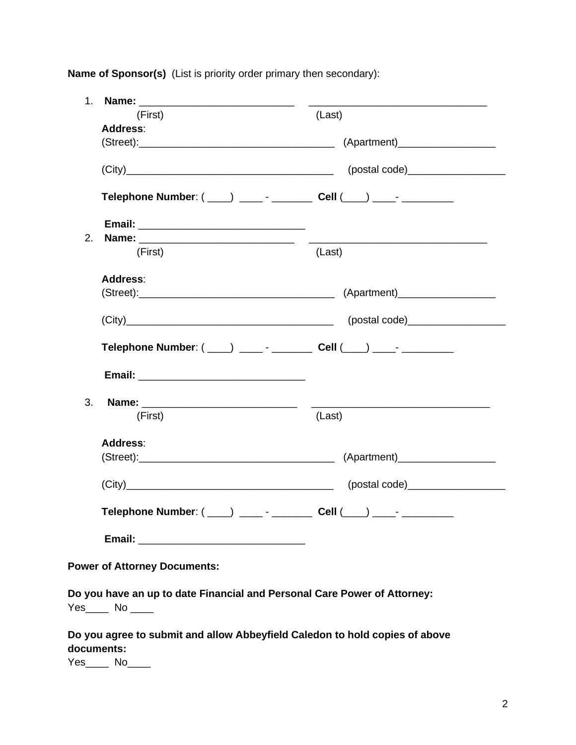**Name of Sponsor(s)** (List is priority order primary then secondary):

1. **Name:** ___________________________ _______________________________
   (First) (Last)

   **Address**:
   (Street):__________________________________ (Apartment)_________________

   (City)____________________________________ (postal code)_________________

   **Telephone Number**: ( ____) ____ - _______ **Cell** (____) ____- _________

   **Email:** _____________________________

2. **Name:** ___________________________ _______________________________
   (First) (Last)

   **Address**:
   (Street):__________________________________ (Apartment)_________________

   (City)____________________________________ (postal code)_________________

   **Telephone Number**: ( ____) ____ - _______ **Cell** (____) ____- _________

   **Email:** _____________________________

3. **Name:** ___________________________ _______________________________
   (First) (Last)

   **Address**:
   (Street):__________________________________ (Apartment)_________________

   (City)____________________________________ (postal code)_________________

   **Telephone Number**: ( ____) ____ - _______ **Cell** (____) ____- _________

   **Email:** _____________________________

**Power of Attorney Documents:**

**Do you have an up to date Financial and Personal Care Power of Attorney:**
Yes____ No ____

**Do you agree to submit and allow Abbeyfield Caledon to hold copies of above documents:**
Yes____ No____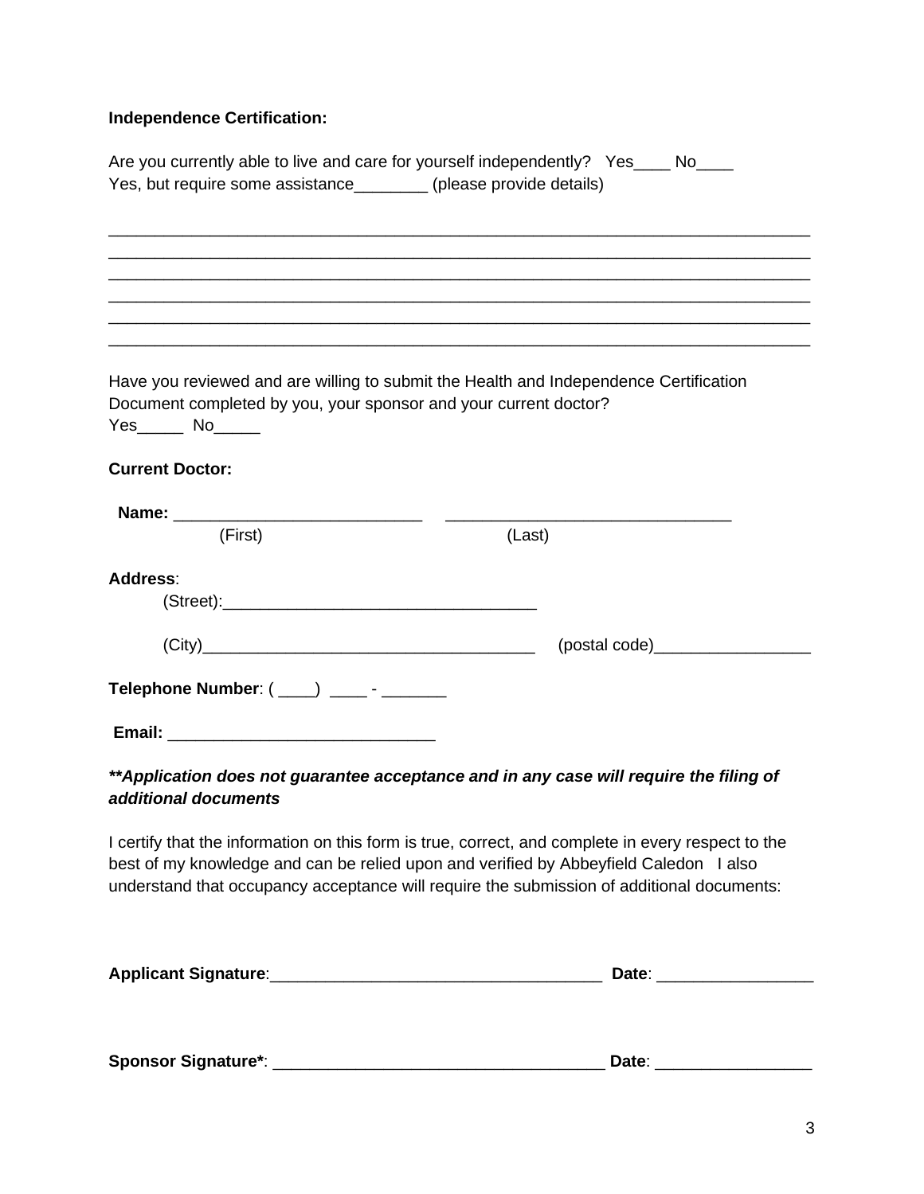**Independence Certification:**

Are you currently able to live and care for yourself independently? Yes____ No____
Yes, but require some assistance________ (please provide details)

_____________________________________________________________________________
_____________________________________________________________________________
_____________________________________________________________________________
_____________________________________________________________________________
_____________________________________________________________________________
_____________________________________________________________________________

Have you reviewed and are willing to submit the Health and Independence Certification Document completed by you, your sponsor and your current doctor?
Yes_____ No_____

**Current Doctor:**

**Name:** ___________________________ ______________________________
(First) (Last)

**Address**:
(Street):__________________________________

(City)____________________________________ (postal code)_________________

**Telephone Number**: ( ____) ____ - _______

**Email:** ____________________________

***\*\*Application does not guarantee acceptance and in any case will require the filing of additional documents***

I certify that the information on this form is true, correct, and complete in every respect to the best of my knowledge and can be relied upon and verified by Abbeyfield Caledon I also understand that occupancy acceptance will require the submission of additional documents:

**Applicant Signature**:____________________________________ **Date**: _________________

**Sponsor Signature\***: ___________________________________ **Date**: _________________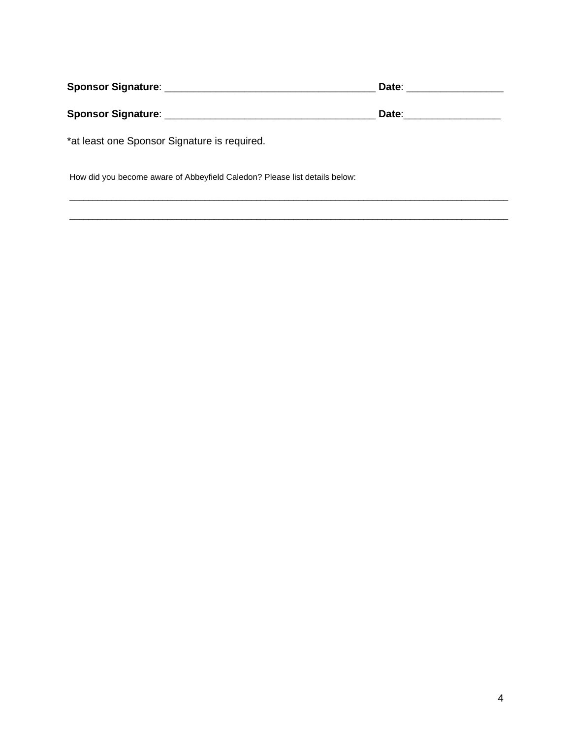**Sponsor Signature**: ______________________________________ **Date**: ________________

**Sponsor Signature**: ______________________________________ **Date**:________________

*at least one Sponsor Signature is required.

How did you become aware of Abbeyfield Caledon? Please list details below:

_______________________________________________________________________________________

_______________________________________________________________________________________